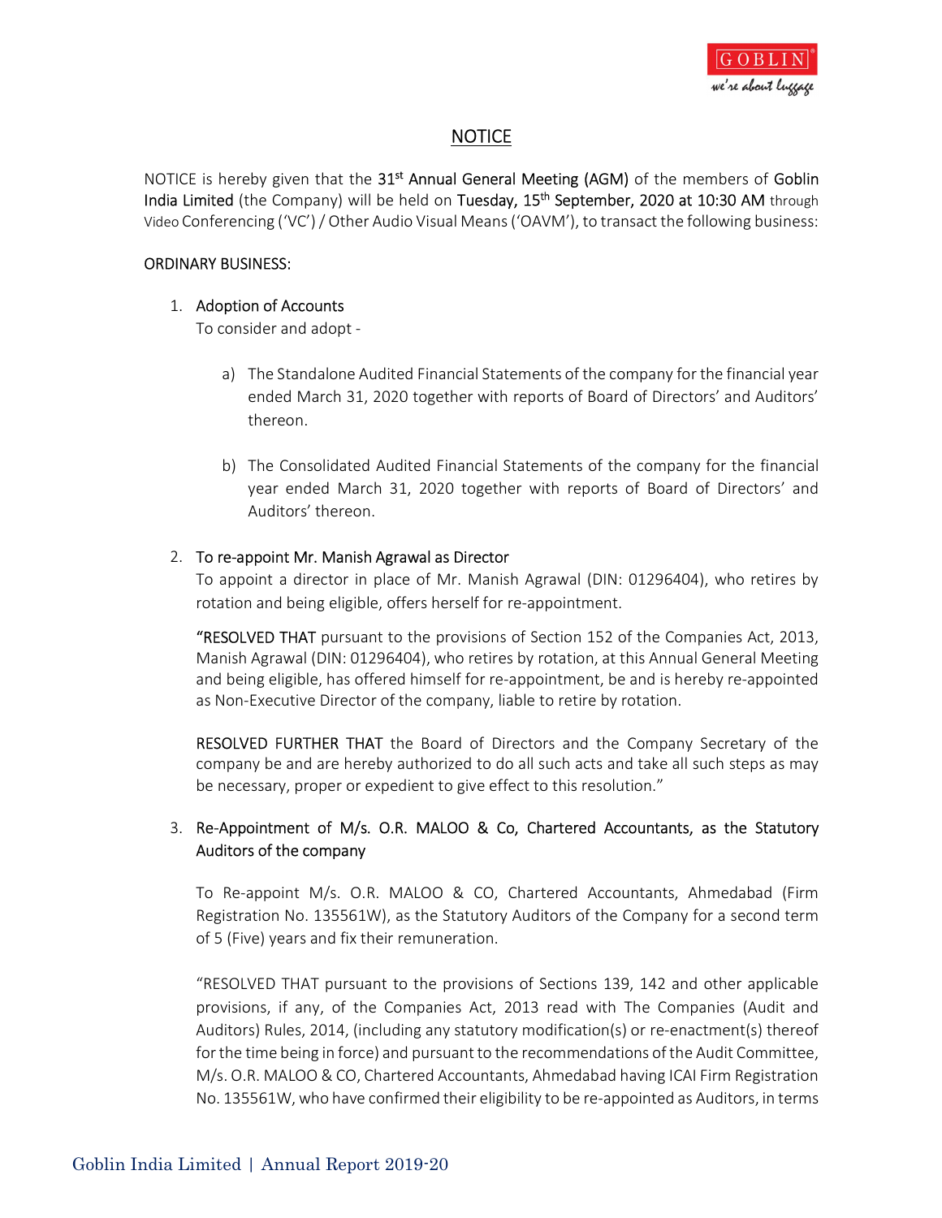# NOTICE

NOTICE is hereby given that the 31st Annual General Meeting (AGM) of the members of Goblin India Limited (the Company) will be held on Tuesday, 15th September, 2020 at 10:30 AM through Video Conferencing ('VC') / Other Audio Visual Means ('OAVM'), to transact the following business:

## ORDINARY BUSINESS:

1. Adoption of Accounts

   To consider and adopt -

   a) The Standalone Audited Financial Statements of the company for the financial year ended March 31, 2020 together with reports of Board of Directors' and Auditors' thereon.

   b) The Consolidated Audited Financial Statements of the company for the financial year ended March 31, 2020 together with reports of Board of Directors' and Auditors' thereon.

2. To re-appoint Mr. Manish Agrawal as Director

   To appoint a director in place of Mr. Manish Agrawal (DIN: 01296404), who retires by rotation and being eligible, offers herself for re-appointment.

   "RESOLVED THAT pursuant to the provisions of Section 152 of the Companies Act, 2013, Manish Agrawal (DIN: 01296404), who retires by rotation, at this Annual General Meeting and being eligible, has offered himself for re-appointment, be and is hereby re-appointed as Non-Executive Director of the company, liable to retire by rotation.

   RESOLVED FURTHER THAT the Board of Directors and the Company Secretary of the company be and are hereby authorized to do all such acts and take all such steps as may be necessary, proper or expedient to give effect to this resolution."

3. Re-Appointment of M/s. O.R. MALOO & Co, Chartered Accountants, as the Statutory Auditors of the company

   To Re-appoint M/s. O.R. MALOO & CO, Chartered Accountants, Ahmedabad (Firm Registration No. 135561W), as the Statutory Auditors of the Company for a second term of 5 (Five) years and fix their remuneration.

   "RESOLVED THAT pursuant to the provisions of Sections 139, 142 and other applicable provisions, if any, of the Companies Act, 2013 read with The Companies (Audit and Auditors) Rules, 2014, (including any statutory modification(s) or re-enactment(s) thereof for the time being in force) and pursuant to the recommendations of the Audit Committee, M/s. O.R. MALOO & CO, Chartered Accountants, Ahmedabad having ICAI Firm Registration No. 135561W, who have confirmed their eligibility to be re-appointed as Auditors, in terms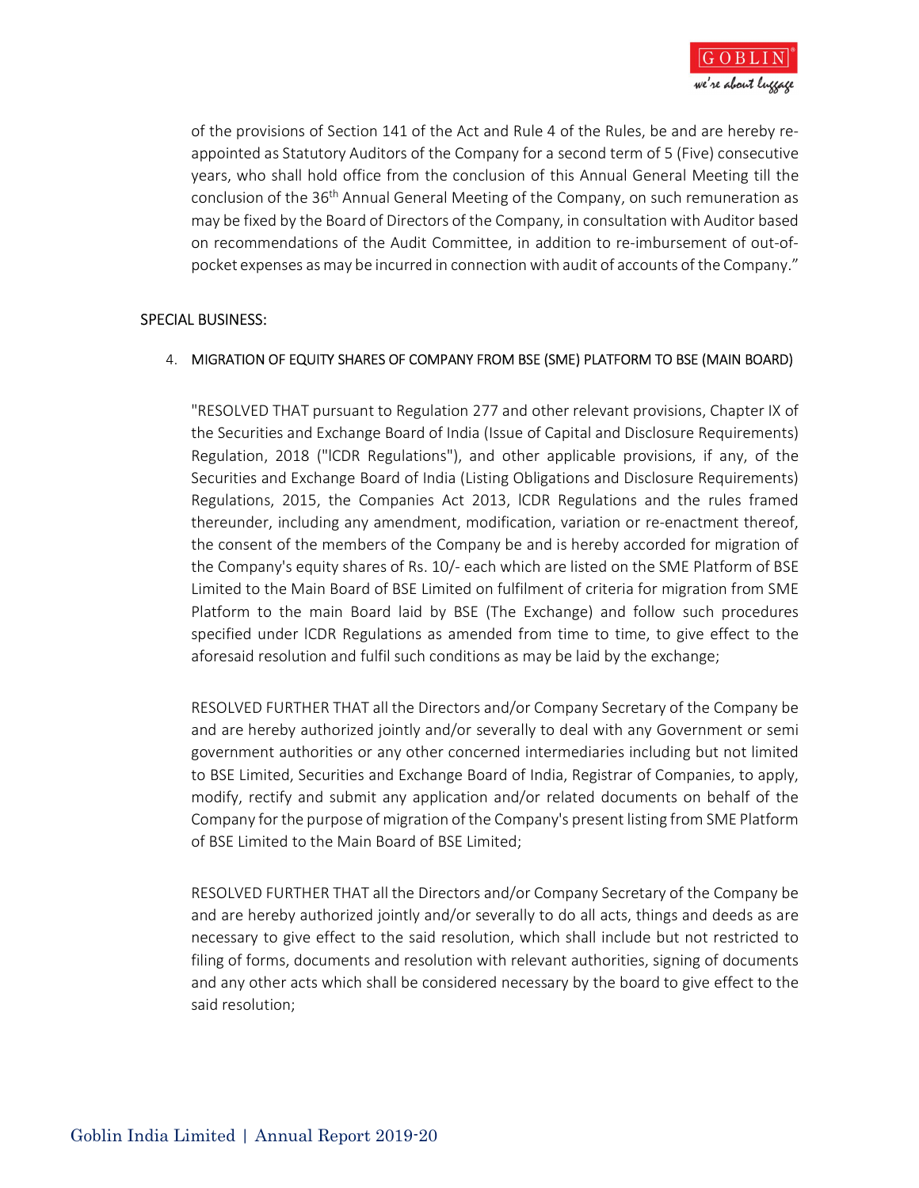of the provisions of Section 141 of the Act and Rule 4 of the Rules, be and are hereby re-appointed as Statutory Auditors of the Company for a second term of 5 (Five) consecutive years, who shall hold office from the conclusion of this Annual General Meeting till the conclusion of the 36th Annual General Meeting of the Company, on such remuneration as may be fixed by the Board of Directors of the Company, in consultation with Auditor based on recommendations of the Audit Committee, in addition to re-imbursement of out-of-pocket expenses as may be incurred in connection with audit of accounts of the Company."

## SPECIAL BUSINESS:

4. MIGRATION OF EQUITY SHARES OF COMPANY FROM BSE (SME) PLATFORM TO BSE (MAIN BOARD)

"RESOLVED THAT pursuant to Regulation 277 and other relevant provisions, Chapter IX of the Securities and Exchange Board of India (Issue of Capital and Disclosure Requirements) Regulation, 2018 ("ICDR Regulations"), and other applicable provisions, if any, of the Securities and Exchange Board of India (Listing Obligations and Disclosure Requirements) Regulations, 2015, the Companies Act 2013, ICDR Regulations and the rules framed thereunder, including any amendment, modification, variation or re-enactment thereof, the consent of the members of the Company be and is hereby accorded for migration of the Company's equity shares of Rs. 10/- each which are listed on the SME Platform of BSE Limited to the Main Board of BSE Limited on fulfilment of criteria for migration from SME Platform to the main Board laid by BSE (The Exchange) and follow such procedures specified under ICDR Regulations as amended from time to time, to give effect to the aforesaid resolution and fulfil such conditions as may be laid by the exchange;

RESOLVED FURTHER THAT all the Directors and/or Company Secretary of the Company be and are hereby authorized jointly and/or severally to deal with any Government or semi government authorities or any other concerned intermediaries including but not limited to BSE Limited, Securities and Exchange Board of India, Registrar of Companies, to apply, modify, rectify and submit any application and/or related documents on behalf of the Company for the purpose of migration of the Company's present listing from SME Platform of BSE Limited to the Main Board of BSE Limited;

RESOLVED FURTHER THAT all the Directors and/or Company Secretary of the Company be and are hereby authorized jointly and/or severally to do all acts, things and deeds as are necessary to give effect to the said resolution, which shall include but not restricted to filing of forms, documents and resolution with relevant authorities, signing of documents and any other acts which shall be considered necessary by the board to give effect to the said resolution;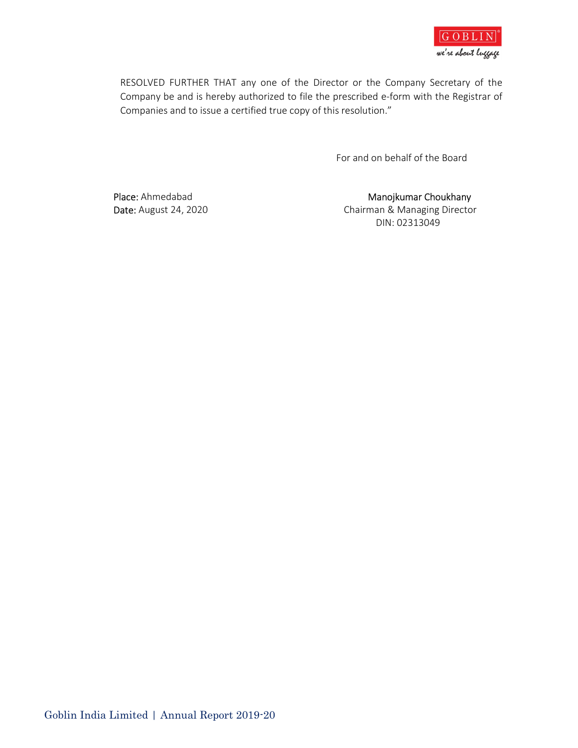RESOLVED FURTHER THAT any one of the Director or the Company Secretary of the Company be and is hereby authorized to file the prescribed e-form with the Registrar of Companies and to issue a certified true copy of this resolution."

For and on behalf of the Board

**Place:** Ahmedabad
**Date:** August 24, 2020

Manojkumar Choukhany
Chairman & Managing Director
DIN: 02313049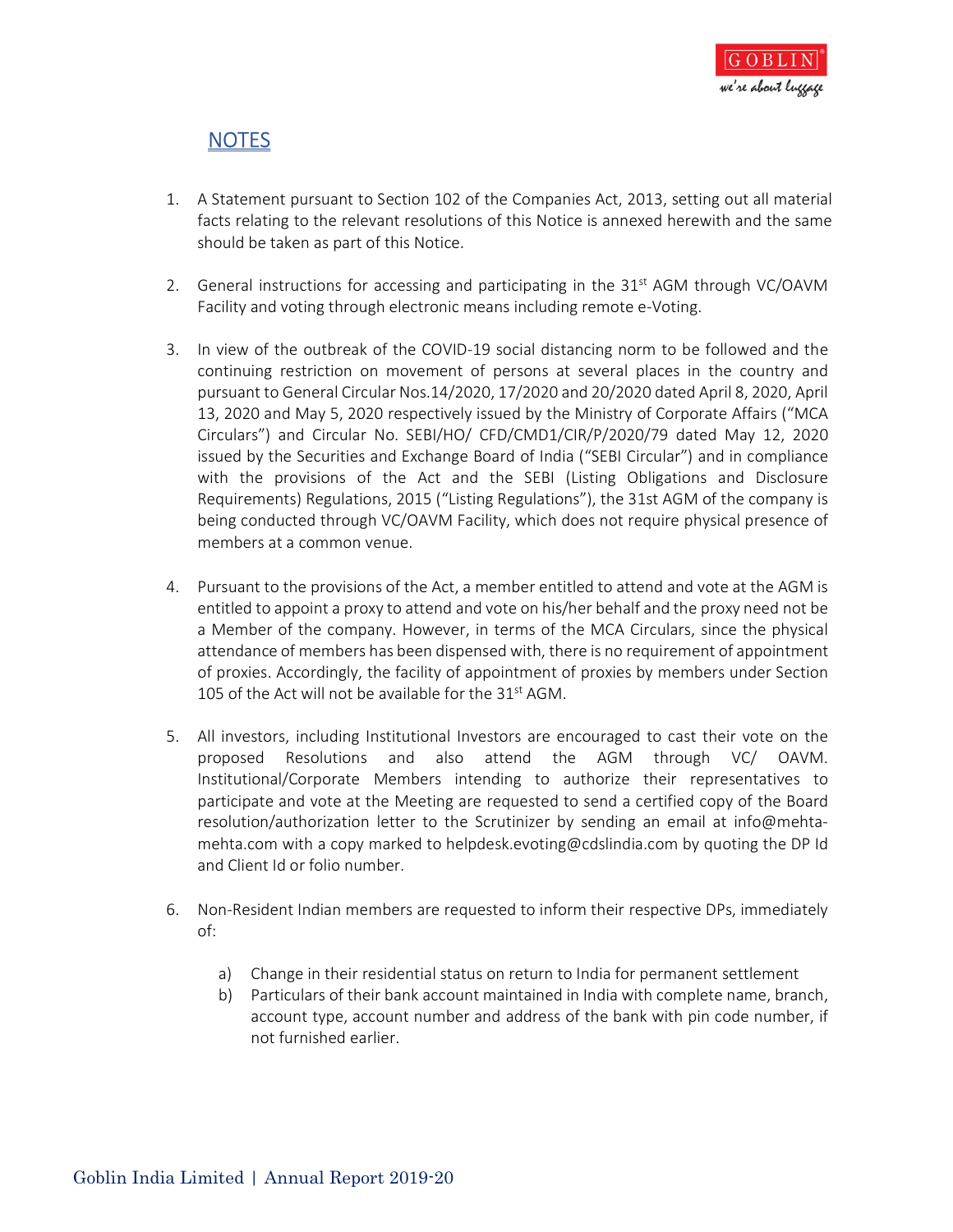## NOTES

1. A Statement pursuant to Section 102 of the Companies Act, 2013, setting out all material facts relating to the relevant resolutions of this Notice is annexed herewith and the same should be taken as part of this Notice.

2. General instructions for accessing and participating in the 31st AGM through VC/OAVM Facility and voting through electronic means including remote e-Voting.

3. In view of the outbreak of the COVID-19 social distancing norm to be followed and the continuing restriction on movement of persons at several places in the country and pursuant to General Circular Nos.14/2020, 17/2020 and 20/2020 dated April 8, 2020, April 13, 2020 and May 5, 2020 respectively issued by the Ministry of Corporate Affairs ("MCA Circulars") and Circular No. SEBI/HO/ CFD/CMD1/CIR/P/2020/79 dated May 12, 2020 issued by the Securities and Exchange Board of India ("SEBI Circular") and in compliance with the provisions of the Act and the SEBI (Listing Obligations and Disclosure Requirements) Regulations, 2015 ("Listing Regulations"), the 31st AGM of the company is being conducted through VC/OAVM Facility, which does not require physical presence of members at a common venue.

4. Pursuant to the provisions of the Act, a member entitled to attend and vote at the AGM is entitled to appoint a proxy to attend and vote on his/her behalf and the proxy need not be a Member of the company. However, in terms of the MCA Circulars, since the physical attendance of members has been dispensed with, there is no requirement of appointment of proxies. Accordingly, the facility of appointment of proxies by members under Section 105 of the Act will not be available for the 31st AGM.

5. All investors, including Institutional Investors are encouraged to cast their vote on the proposed Resolutions and also attend the AGM through VC/ OAVM. Institutional/Corporate Members intending to authorize their representatives to participate and vote at the Meeting are requested to send a certified copy of the Board resolution/authorization letter to the Scrutinizer by sending an email at info@mehta-mehta.com with a copy marked to helpdesk.evoting@cdslindia.com by quoting the DP Id and Client Id or folio number.

6. Non-Resident Indian members are requested to inform their respective DPs, immediately of:

   a) Change in their residential status on return to India for permanent settlement
   b) Particulars of their bank account maintained in India with complete name, branch, account type, account number and address of the bank with pin code number, if not furnished earlier.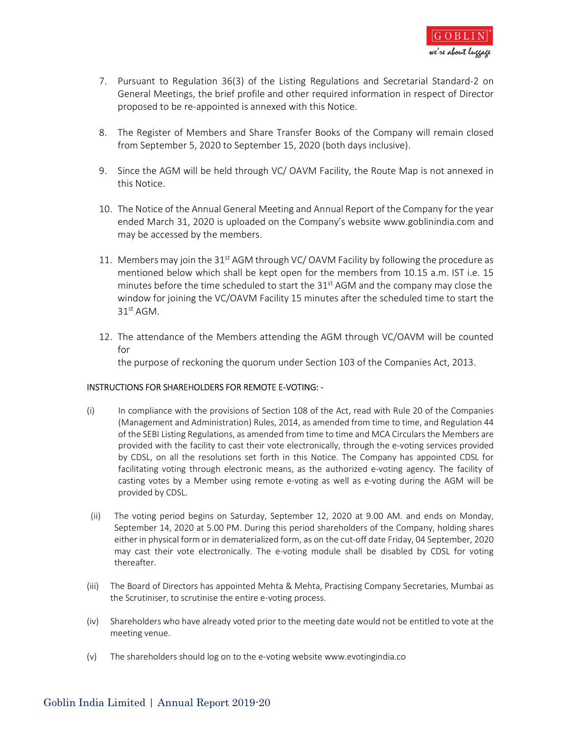7. Pursuant to Regulation 36(3) of the Listing Regulations and Secretarial Standard-2 on General Meetings, the brief profile and other required information in respect of Director proposed to be re-appointed is annexed with this Notice.

8. The Register of Members and Share Transfer Books of the Company will remain closed from September 5, 2020 to September 15, 2020 (both days inclusive).

9. Since the AGM will be held through VC/ OAVM Facility, the Route Map is not annexed in this Notice.

10. The Notice of the Annual General Meeting and Annual Report of the Company for the year ended March 31, 2020 is uploaded on the Company's website www.goblinindia.com and may be accessed by the members.

11. Members may join the 31st AGM through VC/ OAVM Facility by following the procedure as mentioned below which shall be kept open for the members from 10.15 a.m. IST i.e. 15 minutes before the time scheduled to start the 31st AGM and the company may close the window for joining the VC/OAVM Facility 15 minutes after the scheduled time to start the 31st AGM.

12. The attendance of the Members attending the AGM through VC/OAVM will be counted for the purpose of reckoning the quorum under Section 103 of the Companies Act, 2013.

INSTRUCTIONS FOR SHAREHOLDERS FOR REMOTE E-VOTING: -

(i) In compliance with the provisions of Section 108 of the Act, read with Rule 20 of the Companies (Management and Administration) Rules, 2014, as amended from time to time, and Regulation 44 of the SEBI Listing Regulations, as amended from time to time and MCA Circulars the Members are provided with the facility to cast their vote electronically, through the e-voting services provided by CDSL, on all the resolutions set forth in this Notice. The Company has appointed CDSL for facilitating voting through electronic means, as the authorized e-voting agency. The facility of casting votes by a Member using remote e-voting as well as e-voting during the AGM will be provided by CDSL.

(ii) The voting period begins on Saturday, September 12, 2020 at 9.00 AM. and ends on Monday, September 14, 2020 at 5.00 PM. During this period shareholders of the Company, holding shares either in physical form or in dematerialized form, as on the cut-off date Friday, 04 September, 2020 may cast their vote electronically. The e-voting module shall be disabled by CDSL for voting thereafter.

(iii) The Board of Directors has appointed Mehta & Mehta, Practising Company Secretaries, Mumbai as the Scrutiniser, to scrutinise the entire e-voting process.

(iv) Shareholders who have already voted prior to the meeting date would not be entitled to vote at the meeting venue.

(v) The shareholders should log on to the e-voting website www.evotingindia.co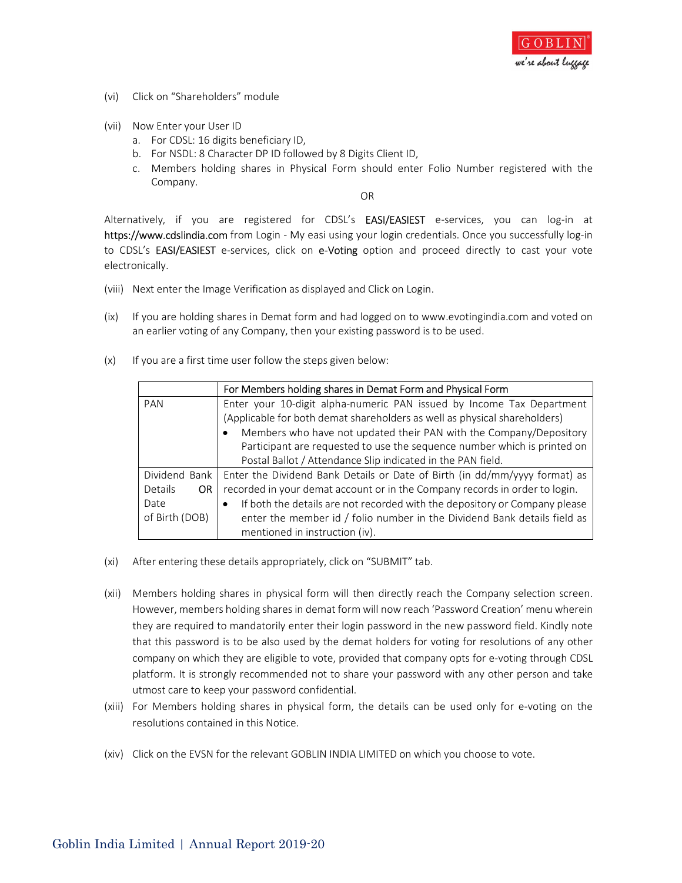(vi) Click on "Shareholders" module

(vii) Now Enter your User ID

a. For CDSL: 16 digits beneficiary ID,
b. For NSDL: 8 Character DP ID followed by 8 Digits Client ID,
c. Members holding shares in Physical Form should enter Folio Number registered with the Company.

OR

Alternatively, if you are registered for CDSL's EASI/EASIEST e-services, you can log-in at https://www.cdslindia.com from Login - My easi using your login credentials. Once you successfully log-in to CDSL's EASI/EASIEST e-services, click on e-Voting option and proceed directly to cast your vote electronically.

(viii) Next enter the Image Verification as displayed and Click on Login.

(ix) If you are holding shares in Demat form and had logged on to www.evotingindia.com and voted on an earlier voting of any Company, then your existing password is to be used.

(x) If you are a first time user follow the steps given below:

| | For Members holding shares in Demat Form and Physical Form |
|---|---|
| PAN | Enter your 10-digit alpha-numeric PAN issued by Income Tax Department (Applicable for both demat shareholders as well as physical shareholders)<br>• Members who have not updated their PAN with the Company/Depository Participant are requested to use the sequence number which is printed on Postal Ballot / Attendance Slip indicated in the PAN field. |
| Dividend Bank Details OR Date of Birth (DOB) | Enter the Dividend Bank Details or Date of Birth (in dd/mm/yyyy format) as recorded in your demat account or in the Company records in order to login.<br>• If both the details are not recorded with the depository or Company please enter the member id / folio number in the Dividend Bank details field as mentioned in instruction (iv). |

(xi) After entering these details appropriately, click on "SUBMIT" tab.

(xii) Members holding shares in physical form will then directly reach the Company selection screen. However, members holding shares in demat form will now reach 'Password Creation' menu wherein they are required to mandatorily enter their login password in the new password field. Kindly note that this password is to be also used by the demat holders for voting for resolutions of any other company on which they are eligible to vote, provided that company opts for e-voting through CDSL platform. It is strongly recommended not to share your password with any other person and take utmost care to keep your password confidential.

(xiii) For Members holding shares in physical form, the details can be used only for e-voting on the resolutions contained in this Notice.

(xiv) Click on the EVSN for the relevant GOBLIN INDIA LIMITED on which you choose to vote.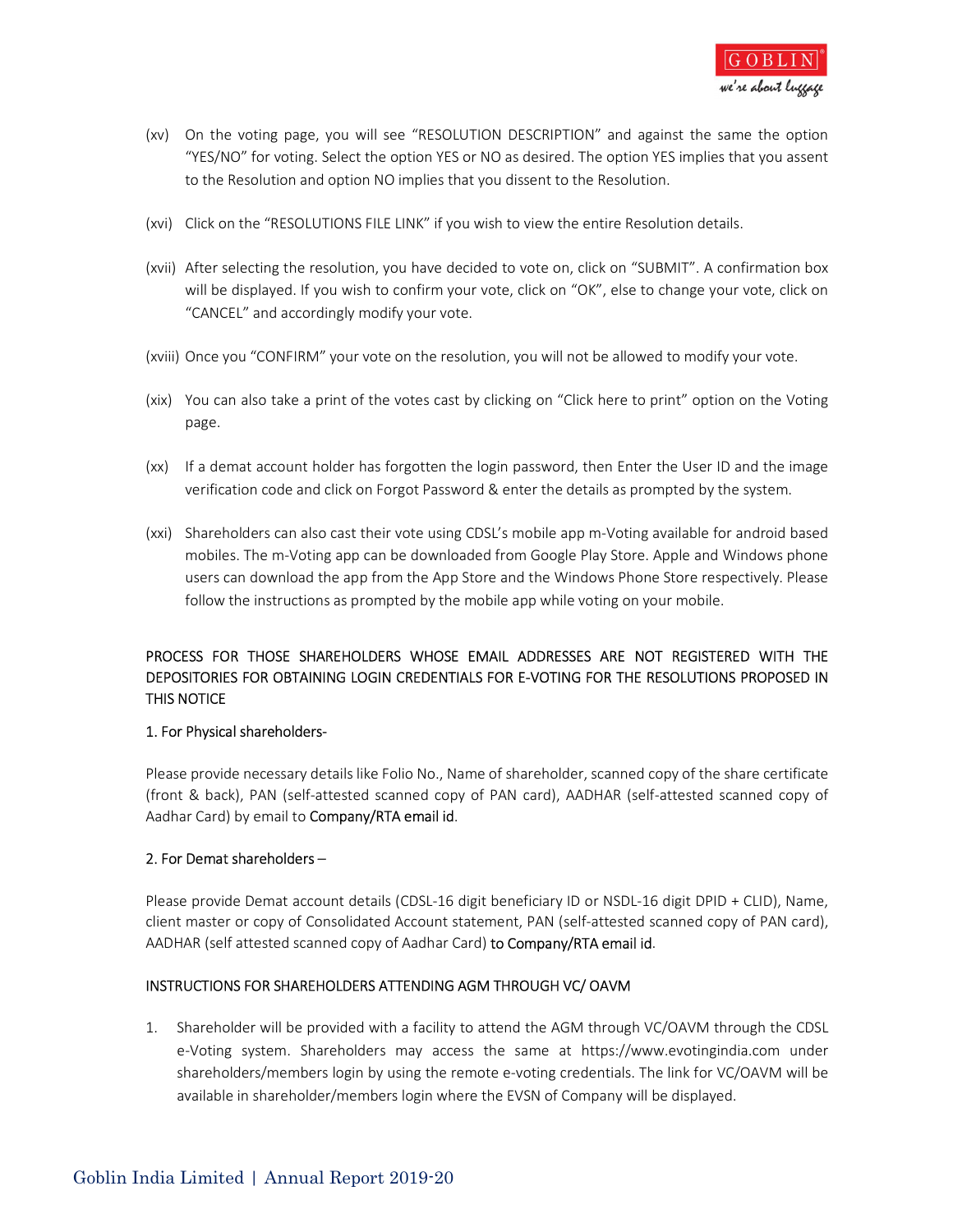(xv) On the voting page, you will see "RESOLUTION DESCRIPTION" and against the same the option "YES/NO" for voting. Select the option YES or NO as desired. The option YES implies that you assent to the Resolution and option NO implies that you dissent to the Resolution.

(xvi) Click on the "RESOLUTIONS FILE LINK" if you wish to view the entire Resolution details.

(xvii) After selecting the resolution, you have decided to vote on, click on "SUBMIT". A confirmation box will be displayed. If you wish to confirm your vote, click on "OK", else to change your vote, click on "CANCEL" and accordingly modify your vote.

(xviii) Once you "CONFIRM" your vote on the resolution, you will not be allowed to modify your vote.

(xix) You can also take a print of the votes cast by clicking on "Click here to print" option on the Voting page.

(xx) If a demat account holder has forgotten the login password, then Enter the User ID and the image verification code and click on Forgot Password & enter the details as prompted by the system.

(xxi) Shareholders can also cast their vote using CDSL's mobile app m-Voting available for android based mobiles. The m-Voting app can be downloaded from Google Play Store. Apple and Windows phone users can download the app from the App Store and the Windows Phone Store respectively. Please follow the instructions as prompted by the mobile app while voting on your mobile.

PROCESS FOR THOSE SHAREHOLDERS WHOSE EMAIL ADDRESSES ARE NOT REGISTERED WITH THE DEPOSITORIES FOR OBTAINING LOGIN CREDENTIALS FOR E-VOTING FOR THE RESOLUTIONS PROPOSED IN THIS NOTICE

1. For Physical shareholders-

Please provide necessary details like Folio No., Name of shareholder, scanned copy of the share certificate (front & back), PAN (self-attested scanned copy of PAN card), AADHAR (self-attested scanned copy of Aadhar Card) by email to Company/RTA email id.

2. For Demat shareholders –

Please provide Demat account details (CDSL-16 digit beneficiary ID or NSDL-16 digit DPID + CLID), Name, client master or copy of Consolidated Account statement, PAN (self-attested scanned copy of PAN card), AADHAR (self attested scanned copy of Aadhar Card) to Company/RTA email id.

INSTRUCTIONS FOR SHAREHOLDERS ATTENDING AGM THROUGH VC/ OAVM

1. Shareholder will be provided with a facility to attend the AGM through VC/OAVM through the CDSL e-Voting system. Shareholders may access the same at https://www.evotingindia.com under shareholders/members login by using the remote e-voting credentials. The link for VC/OAVM will be available in shareholder/members login where the EVSN of Company will be displayed.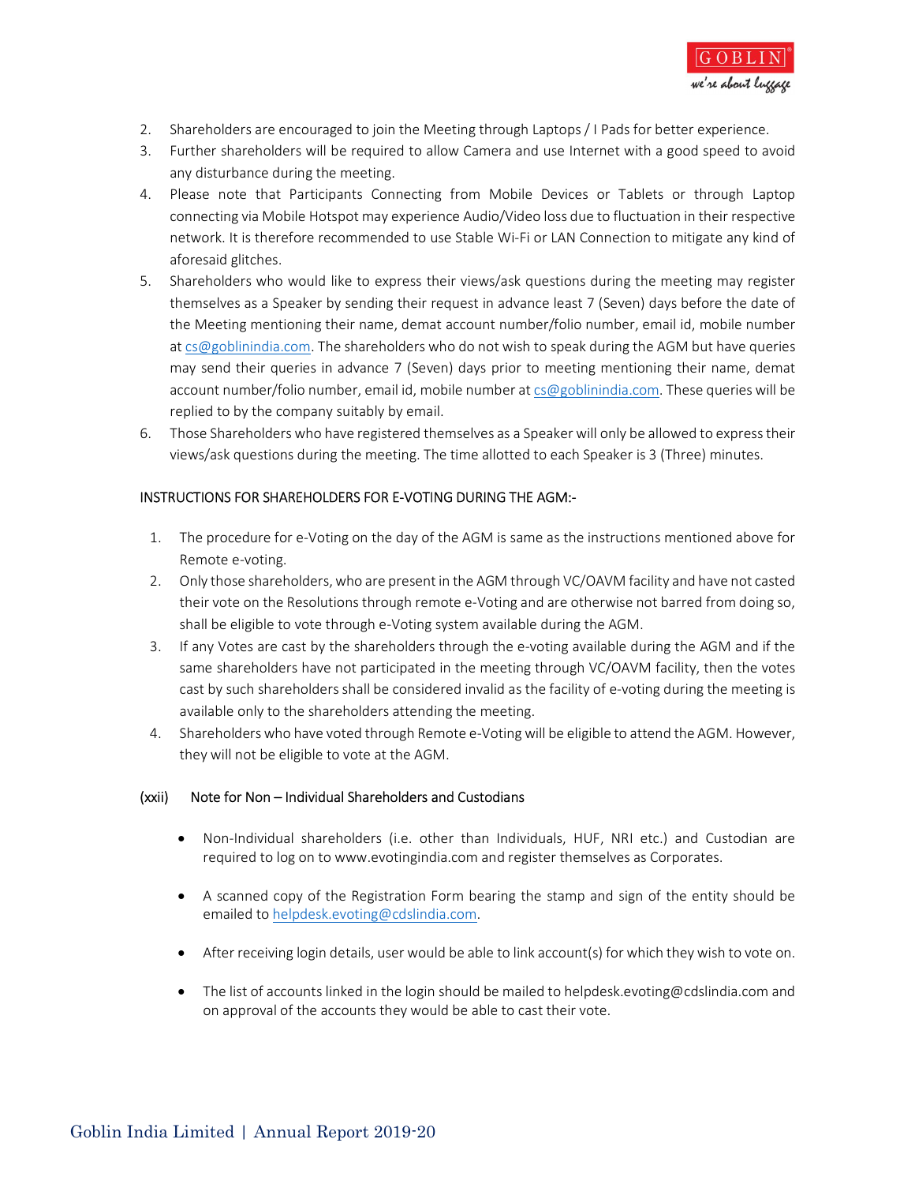2. Shareholders are encouraged to join the Meeting through Laptops / I Pads for better experience.
3. Further shareholders will be required to allow Camera and use Internet with a good speed to avoid any disturbance during the meeting.
4. Please note that Participants Connecting from Mobile Devices or Tablets or through Laptop connecting via Mobile Hotspot may experience Audio/Video loss due to fluctuation in their respective network. It is therefore recommended to use Stable Wi-Fi or LAN Connection to mitigate any kind of aforesaid glitches.
5. Shareholders who would like to express their views/ask questions during the meeting may register themselves as a Speaker by sending their request in advance least 7 (Seven) days before the date of the Meeting mentioning their name, demat account number/folio number, email id, mobile number at cs@goblinindia.com. The shareholders who do not wish to speak during the AGM but have queries may send their queries in advance 7 (Seven) days prior to meeting mentioning their name, demat account number/folio number, email id, mobile number at cs@goblinindia.com. These queries will be replied to by the company suitably by email.
6. Those Shareholders who have registered themselves as a Speaker will only be allowed to express their views/ask questions during the meeting. The time allotted to each Speaker is 3 (Three) minutes.

INSTRUCTIONS FOR SHAREHOLDERS FOR E-VOTING DURING THE AGM:-

1. The procedure for e-Voting on the day of the AGM is same as the instructions mentioned above for Remote e-voting.
2. Only those shareholders, who are present in the AGM through VC/OAVM facility and have not casted their vote on the Resolutions through remote e-Voting and are otherwise not barred from doing so, shall be eligible to vote through e-Voting system available during the AGM.
3. If any Votes are cast by the shareholders through the e-voting available during the AGM and if the same shareholders have not participated in the meeting through VC/OAVM facility, then the votes cast by such shareholders shall be considered invalid as the facility of e-voting during the meeting is available only to the shareholders attending the meeting.
4. Shareholders who have voted through Remote e-Voting will be eligible to attend the AGM. However, they will not be eligible to vote at the AGM.

(xxii) Note for Non – Individual Shareholders and Custodians

- Non-Individual shareholders (i.e. other than Individuals, HUF, NRI etc.) and Custodian are required to log on to www.evotingindia.com and register themselves as Corporates.
- A scanned copy of the Registration Form bearing the stamp and sign of the entity should be emailed to helpdesk.evoting@cdslindia.com.
- After receiving login details, user would be able to link account(s) for which they wish to vote on.
- The list of accounts linked in the login should be mailed to helpdesk.evoting@cdslindia.com and on approval of the accounts they would be able to cast their vote.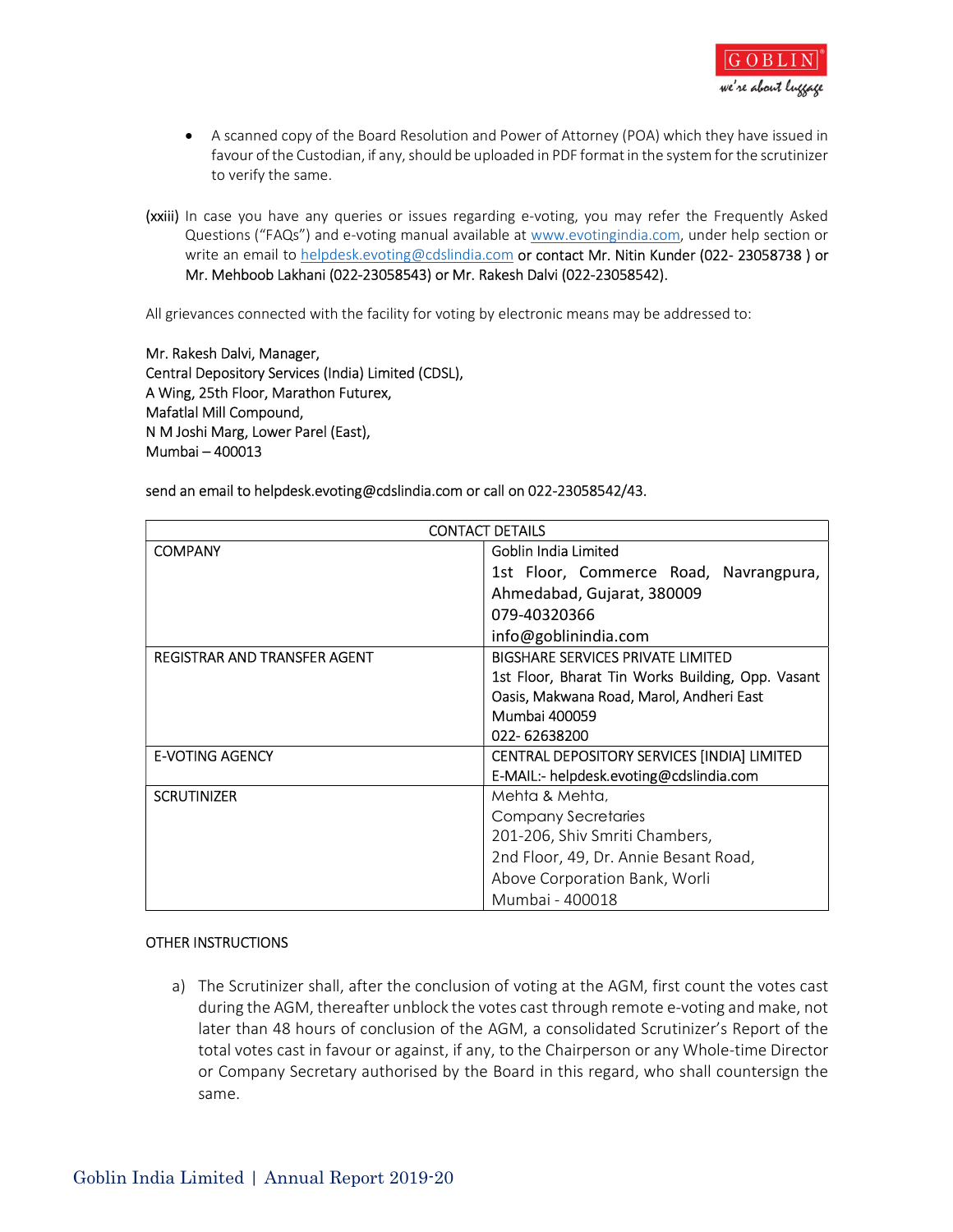- A scanned copy of the Board Resolution and Power of Attorney (POA) which they have issued in favour of the Custodian, if any, should be uploaded in PDF format in the system for the scrutinizer to verify the same.

(xxiii) In case you have any queries or issues regarding e-voting, you may refer the Frequently Asked Questions ("FAQs") and e-voting manual available at www.evotingindia.com, under help section or write an email to helpdesk.evoting@cdslindia.com or contact Mr. Nitin Kunder (022- 23058738 ) or Mr. Mehboob Lakhani (022-23058543) or Mr. Rakesh Dalvi (022-23058542).

All grievances connected with the facility for voting by electronic means may be addressed to:

Mr. Rakesh Dalvi, Manager,
Central Depository Services (India) Limited (CDSL),
A Wing, 25th Floor, Marathon Futurex,
Mafatlal Mill Compound,
N M Joshi Marg, Lower Parel (East),
Mumbai – 400013

send an email to helpdesk.evoting@cdslindia.com or call on 022-23058542/43.

| CONTACT DETAILS | |
|---|---|
| COMPANY | Goblin India Limited<br>1st Floor, Commerce Road, Navrangpura, Ahmedabad, Gujarat, 380009<br>079-40320366<br>info@goblinindia.com |
| REGISTRAR AND TRANSFER AGENT | BIGSHARE SERVICES PRIVATE LIMITED<br>1st Floor, Bharat Tin Works Building, Opp. Vasant Oasis, Makwana Road, Marol, Andheri East<br>Mumbai 400059<br>022- 62638200 |
| E-VOTING AGENCY | CENTRAL DEPOSITORY SERVICES [INDIA] LIMITED<br>E-MAIL:- helpdesk.evoting@cdslindia.com |
| SCRUTINIZER | Mehta & Mehta,<br>Company Secretaries<br>201-206, Shiv Smriti Chambers,<br>2nd Floor, 49, Dr. Annie Besant Road,<br>Above Corporation Bank, Worli<br>Mumbai - 400018 |

OTHER INSTRUCTIONS

a) The Scrutinizer shall, after the conclusion of voting at the AGM, first count the votes cast during the AGM, thereafter unblock the votes cast through remote e-voting and make, not later than 48 hours of conclusion of the AGM, a consolidated Scrutinizer's Report of the total votes cast in favour or against, if any, to the Chairperson or any Whole-time Director or Company Secretary authorised by the Board in this regard, who shall countersign the same.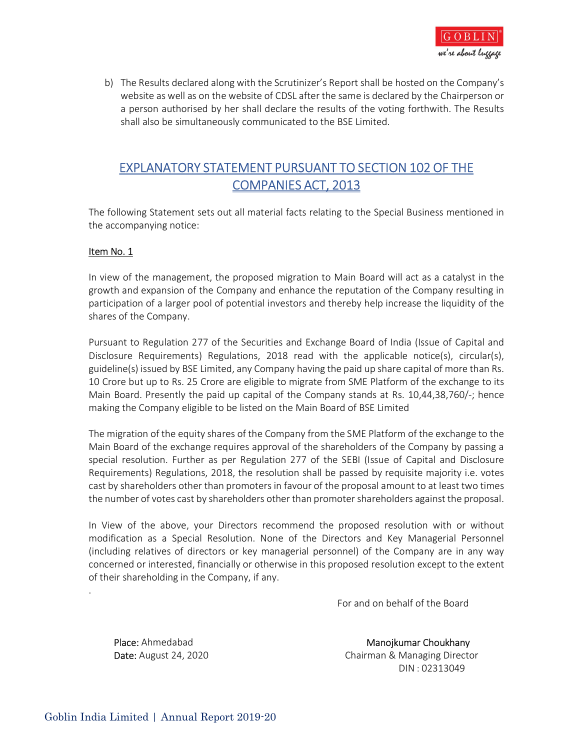b) The Results declared along with the Scrutinizer's Report shall be hosted on the Company's website as well as on the website of CDSL after the same is declared by the Chairperson or a person authorised by her shall declare the results of the voting forthwith. The Results shall also be simultaneously communicated to the BSE Limited.

## EXPLANATORY STATEMENT PURSUANT TO SECTION 102 OF THE COMPANIES ACT, 2013

The following Statement sets out all material facts relating to the Special Business mentioned in the accompanying notice:

**Item No. 1**

In view of the management, the proposed migration to Main Board will act as a catalyst in the growth and expansion of the Company and enhance the reputation of the Company resulting in participation of a larger pool of potential investors and thereby help increase the liquidity of the shares of the Company.

Pursuant to Regulation 277 of the Securities and Exchange Board of India (Issue of Capital and Disclosure Requirements) Regulations, 2018 read with the applicable notice(s), circular(s), guideline(s) issued by BSE Limited, any Company having the paid up share capital of more than Rs. 10 Crore but up to Rs. 25 Crore are eligible to migrate from SME Platform of the exchange to its Main Board. Presently the paid up capital of the Company stands at Rs. 10,44,38,760/-; hence making the Company eligible to be listed on the Main Board of BSE Limited

The migration of the equity shares of the Company from the SME Platform of the exchange to the Main Board of the exchange requires approval of the shareholders of the Company by passing a special resolution. Further as per Regulation 277 of the SEBI (Issue of Capital and Disclosure Requirements) Regulations, 2018, the resolution shall be passed by requisite majority i.e. votes cast by shareholders other than promoters in favour of the proposal amount to at least two times the number of votes cast by shareholders other than promoter shareholders against the proposal.

In View of the above, your Directors recommend the proposed resolution with or without modification as a Special Resolution. None of the Directors and Key Managerial Personnel (including relatives of directors or key managerial personnel) of the Company are in any way concerned or interested, financially or otherwise in this proposed resolution except to the extent of their shareholding in the Company, if any.

For and on behalf of the Board

Place: Ahmedabad
Date: August 24, 2020

Manojkumar Choukhany
Chairman & Managing Director
DIN : 02313049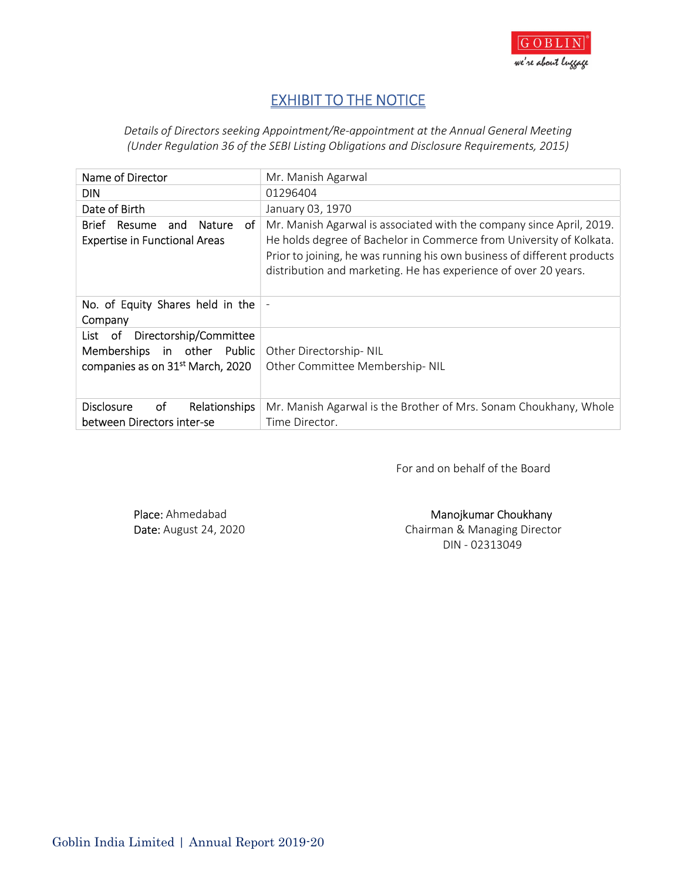# EXHIBIT TO THE NOTICE

*Details of Directors seeking Appointment/Re-appointment at the Annual General Meeting (Under Regulation 36 of the SEBI Listing Obligations and Disclosure Requirements, 2015)*

| | |
|---|---|
| Name of Director | Mr. Manish Agarwal |
| DIN | 01296404 |
| Date of Birth | January 03, 1970 |
| Brief Resume and Nature of Expertise in Functional Areas | Mr. Manish Agarwal is associated with the company since April, 2019. He holds degree of Bachelor in Commerce from University of Kolkata. Prior to joining, he was running his own business of different products distribution and marketing. He has experience of over 20 years. |
| No. of Equity Shares held in the Company | - |
| List of Directorship/Committee Memberships in other Public companies as on 31st March, 2020 | Other Directorship- NIL<br>Other Committee Membership- NIL |
| Disclosure of Relationships between Directors inter-se | Mr. Manish Agarwal is the Brother of Mrs. Sonam Choukhany, Whole Time Director. |

For and on behalf of the Board

**Place:** Ahmedabad
**Date:** August 24, 2020

Manojkumar Choukhany
Chairman & Managing Director
DIN - 02313049